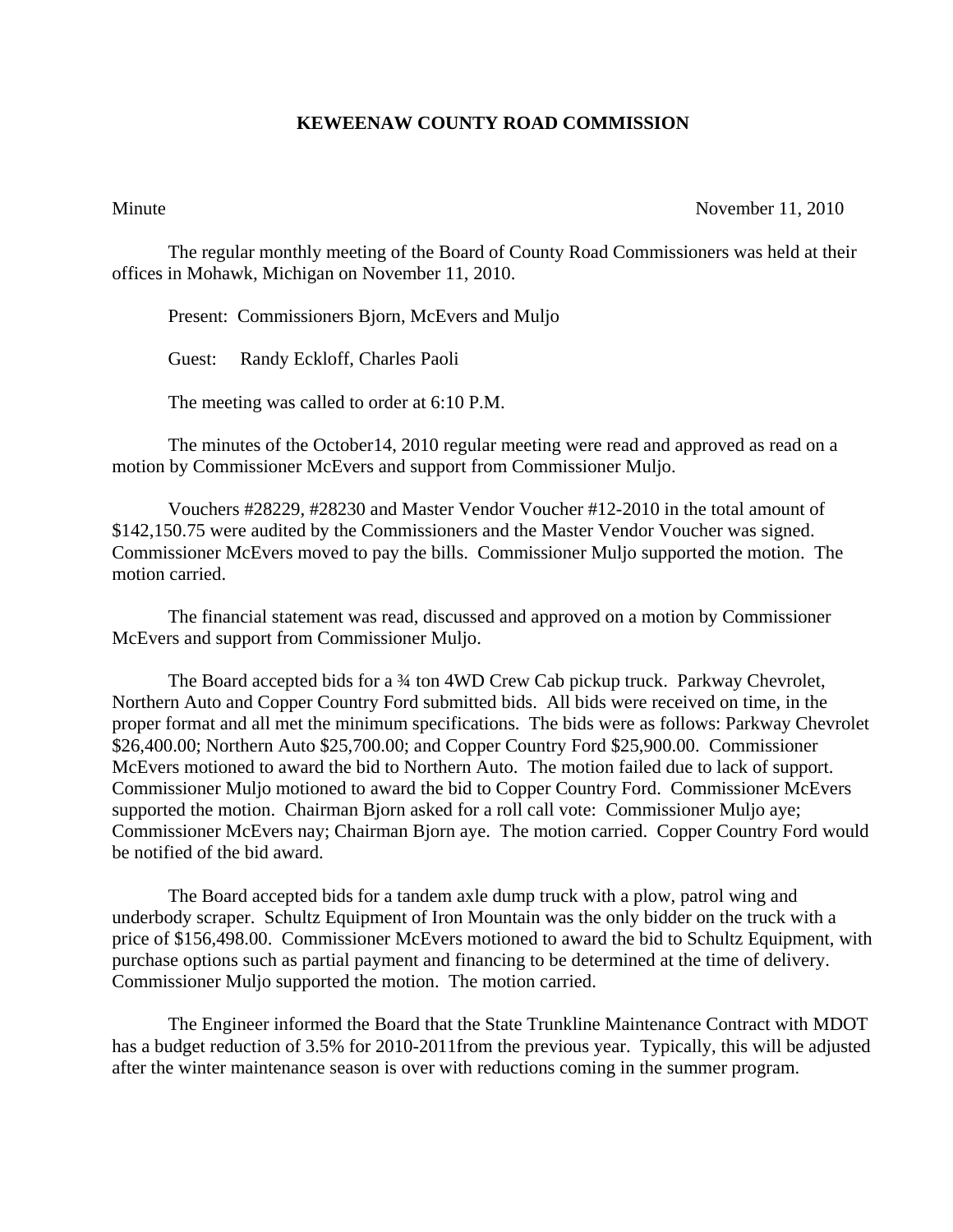# KEWEENAW COUNTY ROAD COMMISSION

Minute November 11, 2010

The regular monthly meeting of the Board of County Road Commissioners was held at their offices in Mohawk, Michigan on November 11, 2010.

Present: Commissioners Bjorn, McEvers and Muljo

Guest: Randy Eckloff, Charles Paoli

The meeting was called to order at 6:10 P.M.

The minutes of the October14, 2010 regular meeting were read and approved as read on a motion by Commissioner McEvers and support from Commissioner Muljo.

Vouchers #28229, #28230 and Master Vendor Voucher #12-2010 in the total amount of $142,150.75 were audited by the Commissioners and the Master Vendor Voucher was signed. Commissioner McEvers moved to pay the bills. Commissioner Muljo supported the motion. The motion carried.

The financial statement was read, discussed and approved on a motion by Commissioner McEvers and support from Commissioner Muljo.

The Board accepted bids for a ¾ ton 4WD Crew Cab pickup truck. Parkway Chevrolet, Northern Auto and Copper Country Ford submitted bids. All bids were received on time, in the proper format and all met the minimum specifications. The bids were as follows: Parkway Chevrolet $26,400.00; Northern Auto $25,700.00; and Copper Country Ford $25,900.00. Commissioner McEvers motioned to award the bid to Northern Auto. The motion failed due to lack of support. Commissioner Muljo motioned to award the bid to Copper Country Ford. Commissioner McEvers supported the motion. Chairman Bjorn asked for a roll call vote: Commissioner Muljo aye; Commissioner McEvers nay; Chairman Bjorn aye. The motion carried. Copper Country Ford would be notified of the bid award.

The Board accepted bids for a tandem axle dump truck with a plow, patrol wing and underbody scraper. Schultz Equipment of Iron Mountain was the only bidder on the truck with a price of $156,498.00. Commissioner McEvers motioned to award the bid to Schultz Equipment, with purchase options such as partial payment and financing to be determined at the time of delivery. Commissioner Muljo supported the motion. The motion carried.

The Engineer informed the Board that the State Trunkline Maintenance Contract with MDOT has a budget reduction of 3.5% for 2010-2011from the previous year. Typically, this will be adjusted after the winter maintenance season is over with reductions coming in the summer program.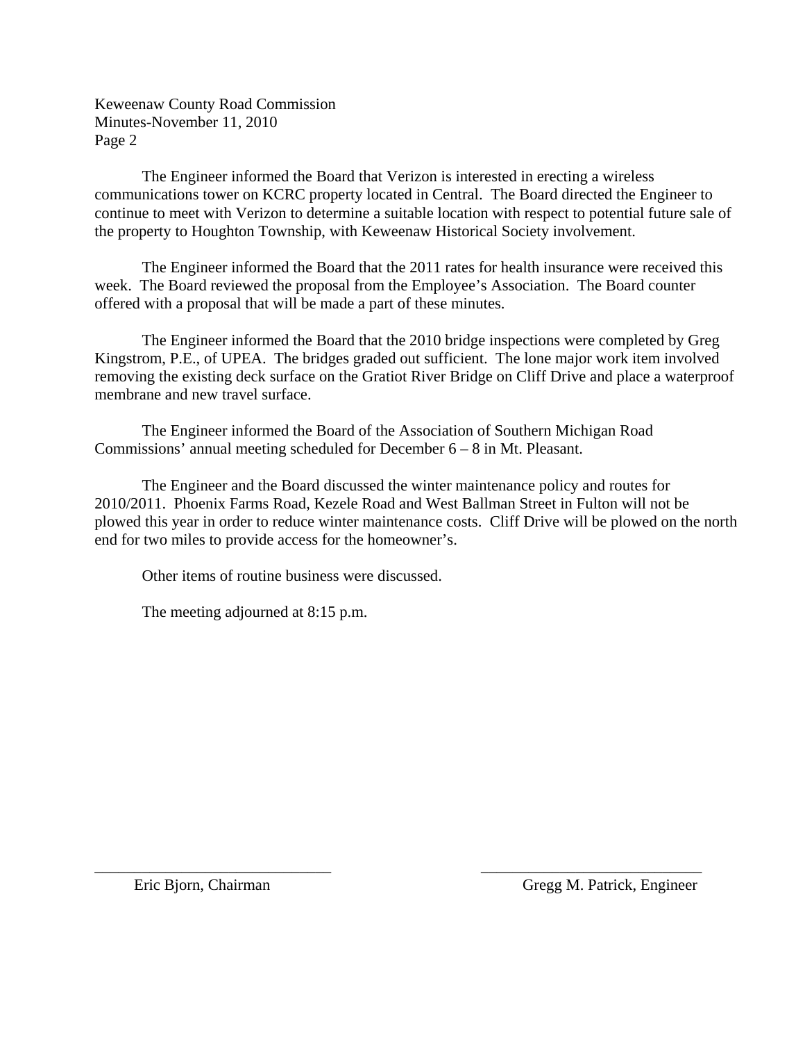The Engineer informed the Board that Verizon is interested in erecting a wireless communications tower on KCRC property located in Central. The Board directed the Engineer to continue to meet with Verizon to determine a suitable location with respect to potential future sale of the property to Houghton Township, with Keweenaw Historical Society involvement.

The Engineer informed the Board that the 2011 rates for health insurance were received this week. The Board reviewed the proposal from the Employee's Association. The Board counter offered with a proposal that will be made a part of these minutes.

The Engineer informed the Board that the 2010 bridge inspections were completed by Greg Kingstrom, P.E., of UPEA. The bridges graded out sufficient. The lone major work item involved removing the existing deck surface on the Gratiot River Bridge on Cliff Drive and place a waterproof membrane and new travel surface.

The Engineer informed the Board of the Association of Southern Michigan Road Commissions' annual meeting scheduled for December 6 – 8 in Mt. Pleasant.

The Engineer and the Board discussed the winter maintenance policy and routes for 2010/2011. Phoenix Farms Road, Kezele Road and West Ballman Street in Fulton will not be plowed this year in order to reduce winter maintenance costs. Cliff Drive will be plowed on the north end for two miles to provide access for the homeowner's.

Other items of routine business were discussed.

The meeting adjourned at 8:15 p.m.

\_\_\_\_\_\_\_\_\_\_\_\_\_\_\_\_\_\_\_\_\_\_\_\_\_\_\_\_\_\_
Eric Bjorn, Chairman

\_\_\_\_\_\_\_\_\_\_\_\_\_\_\_\_\_\_\_\_\_\_\_\_\_\_\_\_\_\_
Gregg M. Patrick, Engineer